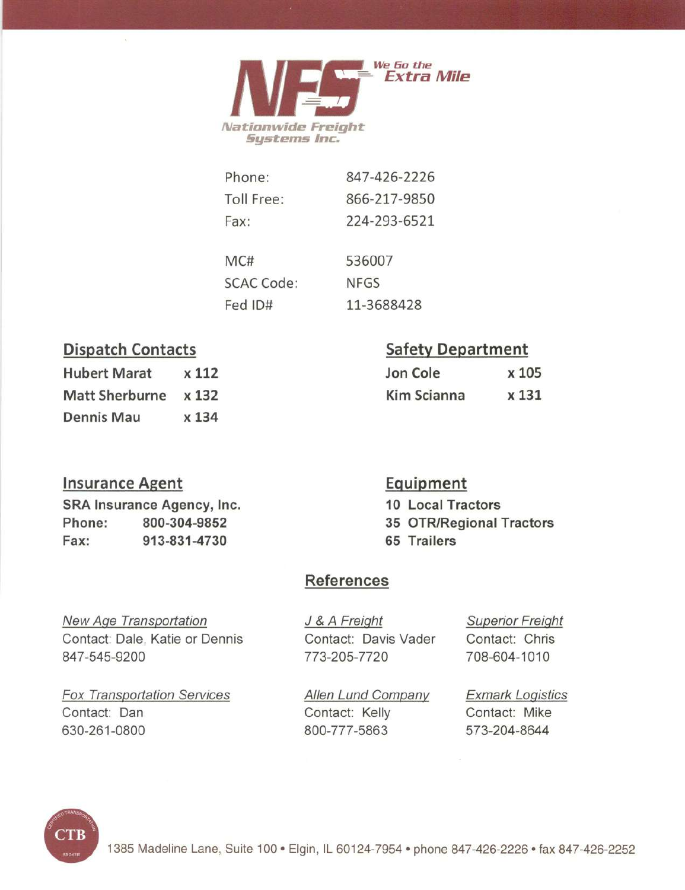# NFS

**We Go the Extra Mile**

**Nationwide Freight Systems Inc.**

| | |
|---|---|
| Phone: | 847-426-2226 |
| Toll Free: | 866-217-9850 |
| Fax: | 224-293-6521 |
| MC# | 536007 |
| SCAC Code: | NFGS |
| Fed ID# | 11-3688428 |

## Dispatch Contacts

| | |
|---|---|
| **Hubert Marat** | **x 112** |
| **Matt Sherburne** | **x 132** |
| **Dennis Mau** | **x 134** |

## Safety Department

| | |
|---|---|
| **Jon Cole** | **x 105** |
| **Kim Scianna** | **x 131** |

## Insurance Agent

**SRA Insurance Agency, Inc.**

**Phone:** **800-304-9852**

**Fax:** **913-831-4730**

## Equipment

**10 Local Tractors**

**35 OTR/Regional Tractors**

**65 Trailers**

## References

*New Age Transportation*
Contact: Dale, Katie or Dennis
847-545-9200

*J & A Freight*
Contact: Davis Vader
773-205-7720

*Superior Freight*
Contact: Chris
708-604-1010

*Fox Transportation Services*
Contact: Dan
630-261-0800

*Allen Lund Company*
Contact: Kelly
800-777-5863

*Exmark Logistics*
Contact: Mike
573-204-8644

CTB

1385 Madeline Lane, Suite 100 • Elgin, IL 60124-7954 • phone 847-426-2226 • fax 847-426-2252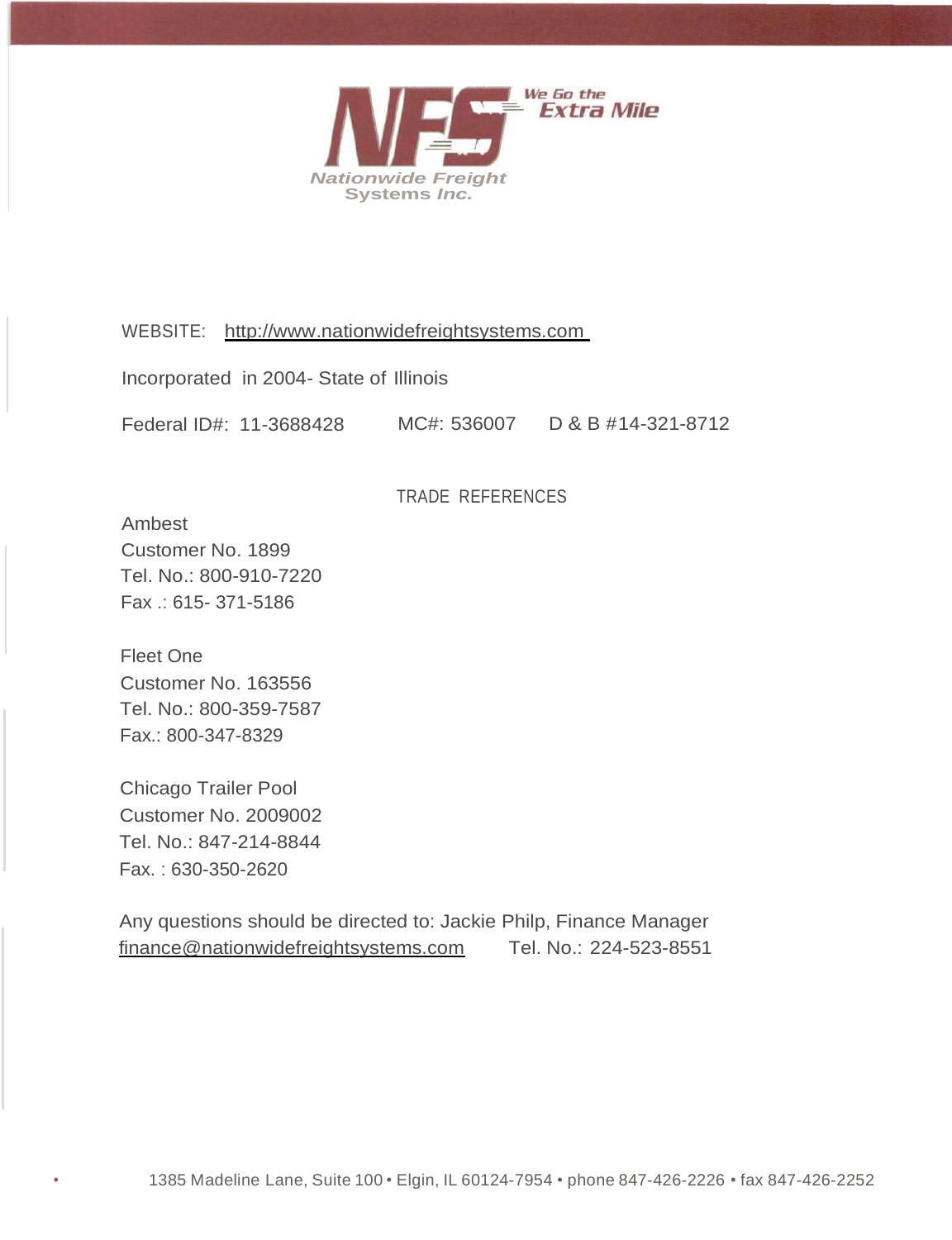**We Go the Extra Mile**

**Nationwide Freight Systems Inc.**

WEBSITE: http://www.nationwidefreightsystems.com

Incorporated in 2004- State of Illinois

Federal ID#: 11-3688428 MC#: 536007 D & B #14-321-8712

## TRADE REFERENCES

Ambest
Customer No. 1899
Tel. No.: 800-910-7220
Fax .: 615- 371-5186

Fleet One
Customer No. 163556
Tel. No.: 800-359-7587
Fax.: 800-347-8329

Chicago Trailer Pool
Customer No. 2009002
Tel. No.: 847-214-8844
Fax. : 630-350-2620

Any questions should be directed to: Jackie Philp, Finance Manager
finance@nationwidefreightsystems.com Tel. No.: 224-523-8551

1385 Madeline Lane, Suite 100 • Elgin, IL 60124-7954 • phone 847-426-2226 • fax 847-426-2252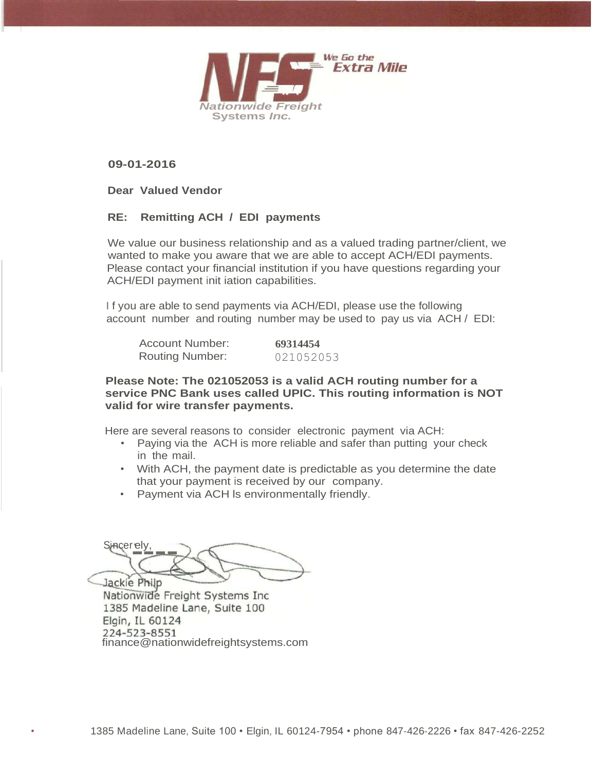**Nationwide Freight Systems Inc.**

*We Go the Extra Mile*

**09-01-2016**

**Dear Valued Vendor**

**RE: Remitting ACH / EDI payments**

We value our business relationship and as a valued trading partner/client, we wanted to make you aware that we are able to accept ACH/EDI payments. Please contact your financial institution if you have questions regarding your ACH/EDI payment init iation capabilities.

I f you are able to send payments via ACH/EDI, please use the following account number and routing number may be used to pay us via ACH / EDI:

| | |
|---|---|
| Account Number: | **69314454** |
| Routing Number: | 021052053 |

**Please Note: The 021052053 is a valid ACH routing number for a service PNC Bank uses called UPIC. This routing information is NOT valid for wire transfer payments.**

Here are several reasons to consider electronic payment via ACH:

- Paying via the ACH is more reliable and safer than putting your check in the mail.
- With ACH, the payment date is predictable as you determine the date that your payment is received by our company.
- Payment via ACH ls environmentally friendly.

Sincerely,

Jackie Philp
Nationwide Freight Systems Inc
1385 Madeline Lane, Suite 100
Elgin, IL 60124
224-523-8551
finance@nationwidefreightsystems.com

1385 Madeline Lane, Suite 100 • Elgin, IL 60124-7954 • phone 847-426-2226 • fax 847-426-2252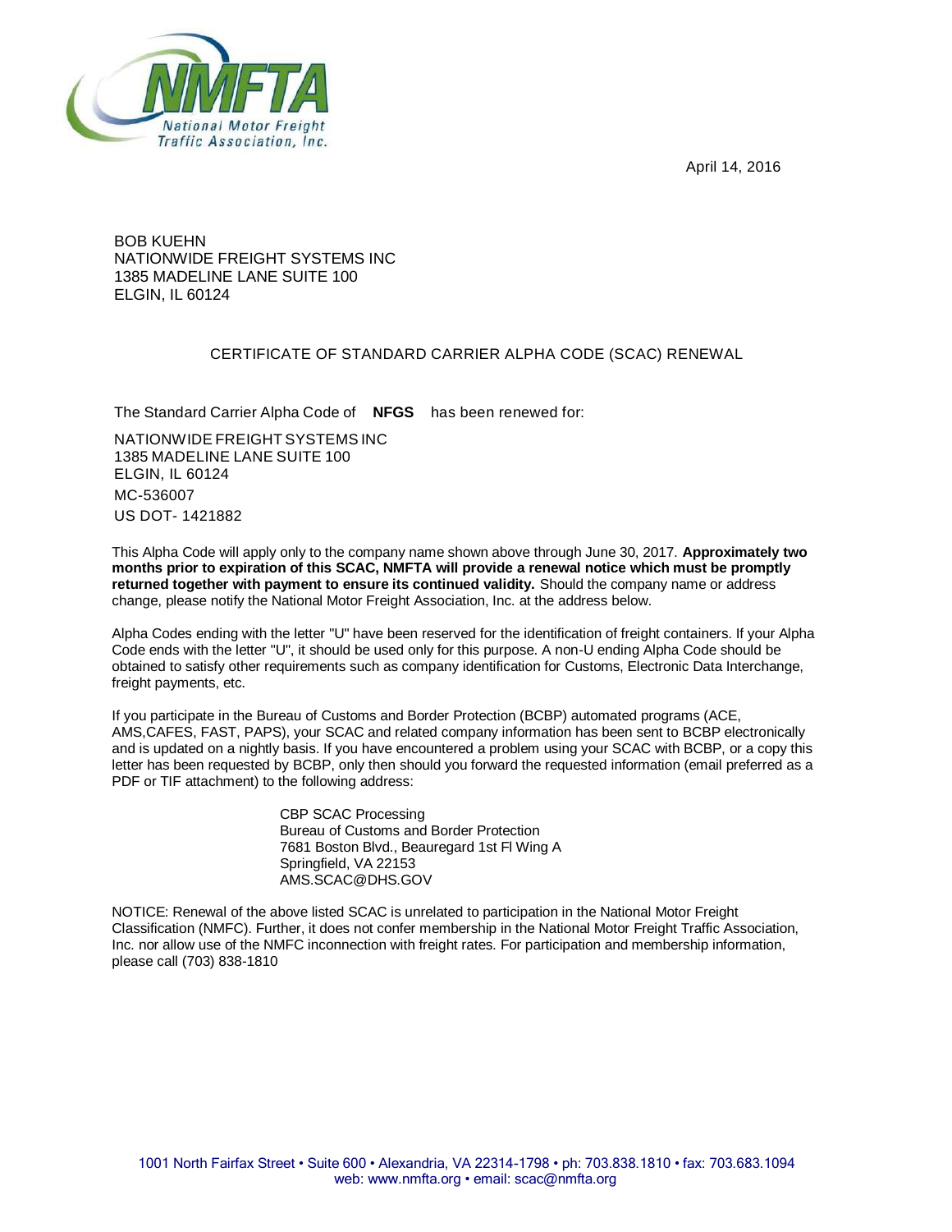NMFTA
National Motor Freight Traffic Association, Inc.

April 14, 2016

BOB KUEHN
NATIONWIDE FREIGHT SYSTEMS INC
1385 MADELINE LANE SUITE 100
ELGIN, IL 60124

## CERTIFICATE OF STANDARD CARRIER ALPHA CODE (SCAC) RENEWAL

The Standard Carrier Alpha Code of **NFGS** has been renewed for:

NATIONWIDE FREIGHT SYSTEMS INC
1385 MADELINE LANE SUITE 100
ELGIN, IL 60124
MC-536007
US DOT- 1421882

This Alpha Code will apply only to the company name shown above through June 30, 2017. **Approximately two months prior to expiration of this SCAC, NMFTA will provide a renewal notice which must be promptly returned together with payment to ensure its continued validity.** Should the company name or address change, please notify the National Motor Freight Association, Inc. at the address below.

Alpha Codes ending with the letter "U" have been reserved for the identification of freight containers. If your Alpha Code ends with the letter "U", it should be used only for this purpose. A non-U ending Alpha Code should be obtained to satisfy other requirements such as company identification for Customs, Electronic Data Interchange, freight payments, etc.

If you participate in the Bureau of Customs and Border Protection (BCBP) automated programs (ACE, AMS,CAFES, FAST, PAPS), your SCAC and related company information has been sent to BCBP electronically and is updated on a nightly basis. If you have encountered a problem using your SCAC with BCBP, or a copy this letter has been requested by BCBP, only then should you forward the requested information (email preferred as a PDF or TIF attachment) to the following address:

CBP SCAC Processing
Bureau of Customs and Border Protection
7681 Boston Blvd., Beauregard 1st Fl Wing A
Springfield, VA 22153
AMS.SCAC@DHS.GOV

NOTICE: Renewal of the above listed SCAC is unrelated to participation in the National Motor Freight Classification (NMFC). Further, it does not confer membership in the National Motor Freight Traffic Association, Inc. nor allow use of the NMFC inconnection with freight rates. For participation and membership information, please call (703) 838-1810

1001 North Fairfax Street • Suite 600 • Alexandria, VA 22314-1798 • ph: 703.838.1810 • fax: 703.683.1094
web: www.nmfta.org • email: scac@nmfta.org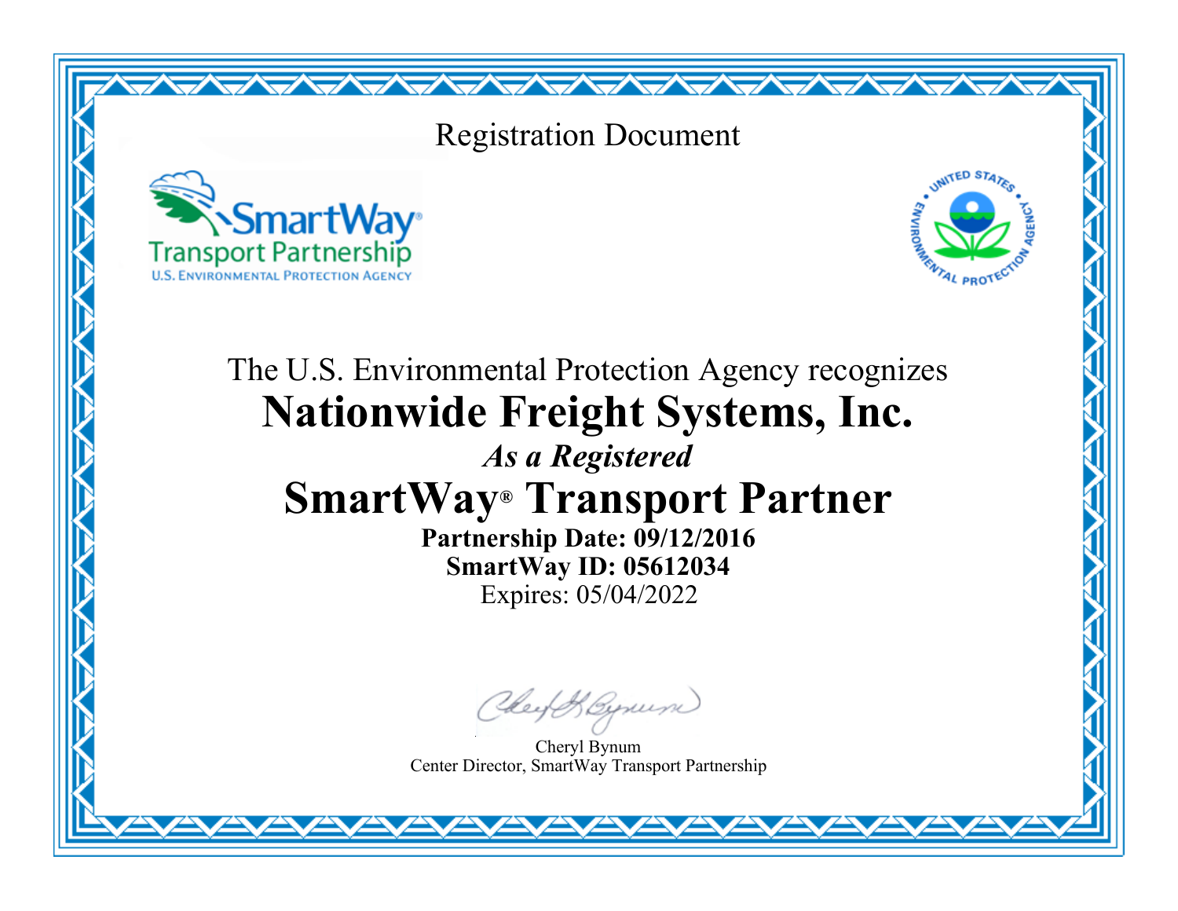Registration Document

SmartWay
Transport Partnership
U.S. ENVIRONMENTAL PROTECTION AGENCY

UNITED STATES ENVIRONMENTAL PROTECTION AGENCY

The U.S. Environmental Protection Agency recognizes

# Nationwide Freight Systems, Inc.

***As a Registered***

# SmartWay® Transport Partner

**Partnership Date: 09/12/2016**

**SmartWay ID: 05612034**

Expires: 05/04/2022

Cheryl Bynum
Center Director, SmartWay Transport Partnership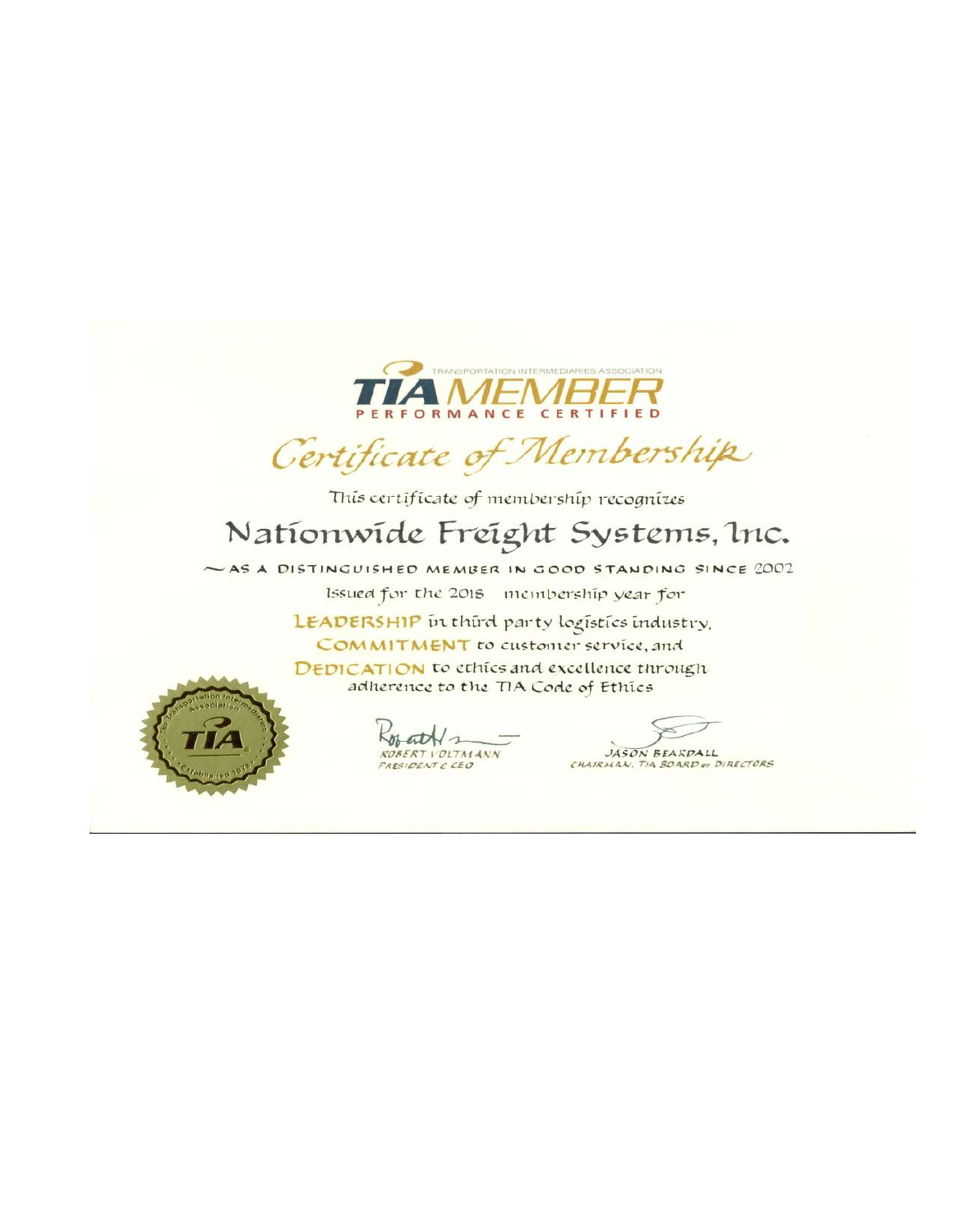TRANSPORTATION INTERMEDIARIES ASSOCIATION

# TIA MEMBER

PERFORMANCE CERTIFIED

## Certificate of Membership

This certificate of membership recognizes

# Nationwide Freight Systems, Inc.

~ AS A DISTINGUISHED MEMBER IN GOOD STANDING SINCE 2002

Issued for the 2018 membership year for

**LEADERSHIP** in third party logistics industry,

**COMMITMENT** to customer service, and

**DEDICATION** to ethics and excellence through adherence to the TIA Code of Ethics

The Transportation Intermediaries Association TIA Established 1978

ROBERT VOLTMANN
PRESIDENT & CEO

JASON BEARDALL
CHAIRMAN, TIA BOARD of DIRECTORS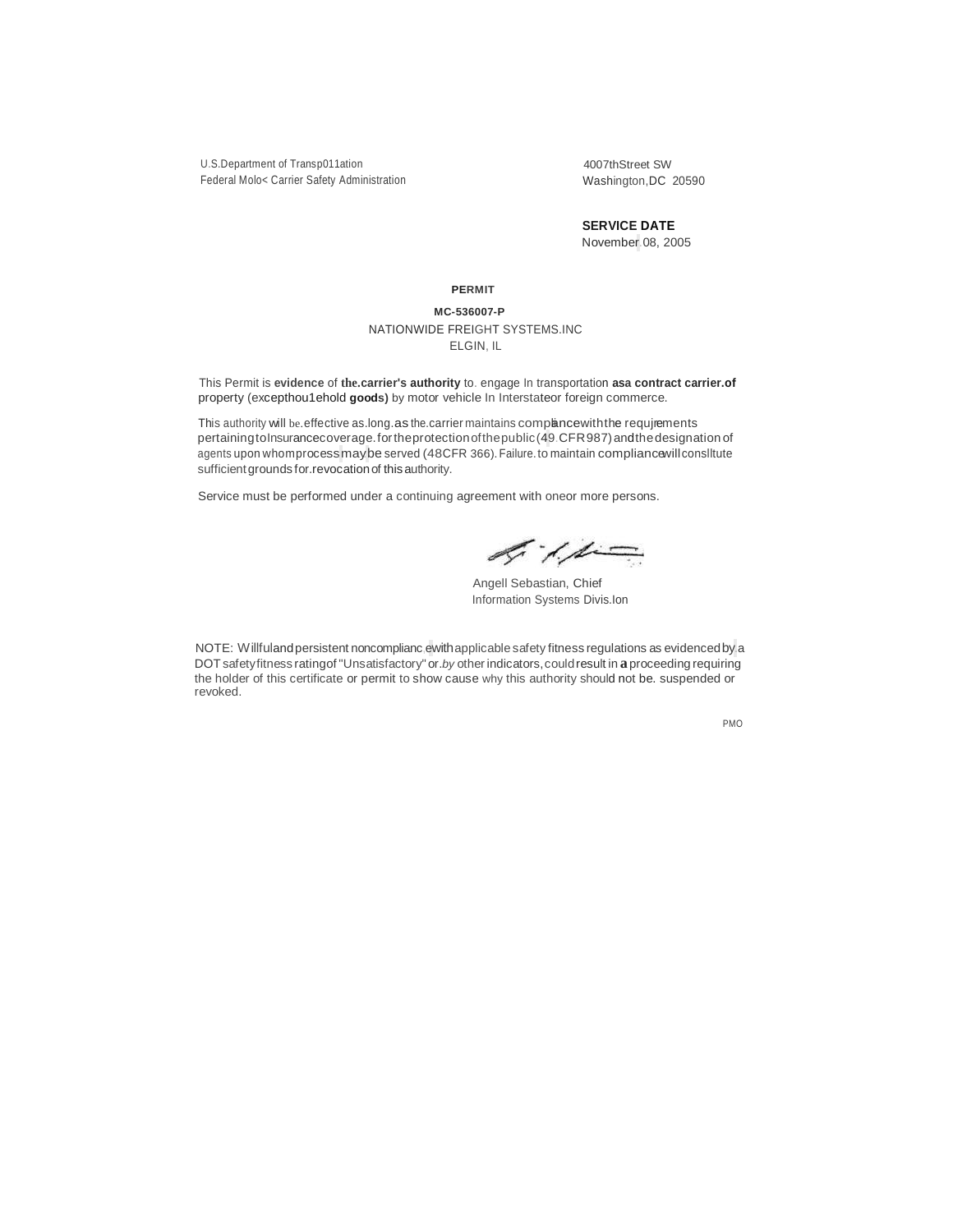U.S.Department of Transp011ation
Federal Molo< Carrier Safety Administration

4007thStreet SW
Washington,DC 20590

**SERVICE DATE**
November 08, 2005

**PERMIT**

**MC-536007-P**
NATIONWIDE FREIGHT SYSTEMS.INC
ELGIN, IL

This Permit is **evidence** of **the.carrier's authority** to. engage In transportation **asa contract carrier.of** property (excepthou1ehold **goods)** by motor vehicle In Interstateor foreign commerce.

This authority will be.effective as.long.as the.carrier maintains compliancewiththe requjrements pertainingtoInsurancecoverage.fortheprotectionofthepublic(49 CFR987)andthedesignation of agents upon whomprocess maybe served (48CFR 366). Failure. to maintain compliancewillconslltute sufficient grounds for.revocation of this authority.

Service must be performed under a continuing agreement with oneor more persons.

Angell Sebastian, Chief
Information Systems Divis.Ion

NOTE: Willfulandpersistent noncomplianc ewithapplicable safety fitness regulations as evidencedby a DOT safetyfitness ratingof "Unsatisfactory" or.*by* other indicators, could result in **a** proceeding requiring the holder of this certificate or permit to show cause why this authority should not be. suspended or revoked.

PMO